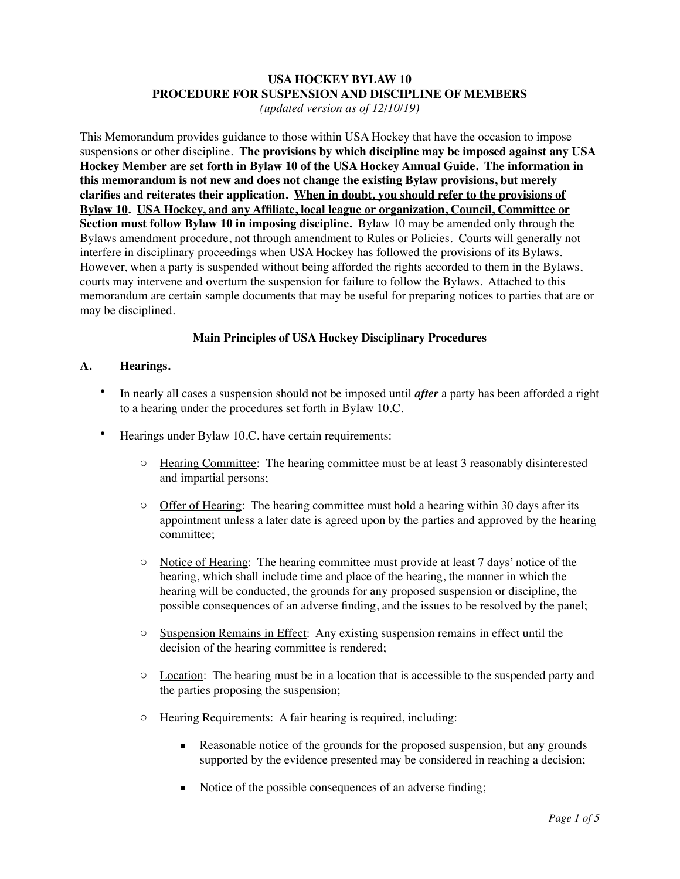# USA HOCKEY BYLAW 10
## PROCEDURE FOR SUSPENSION AND DISCIPLINE OF MEMBERS

*(updated version as of 12/10/19)*

This Memorandum provides guidance to those within USA Hockey that have the occasion to impose suspensions or other discipline. **The provisions by which discipline may be imposed against any USA Hockey Member are set forth in Bylaw 10 of the USA Hockey Annual Guide. The information in this memorandum is not new and does not change the existing Bylaw provisions, but merely clarifies and reiterates their application. <u>When in doubt, you should refer to the provisions of Bylaw 10.</u> <u>USA Hockey, and any Affiliate, local league or organization, Council, Committee or Section must follow Bylaw 10 in imposing discipline.</u>** Bylaw 10 may be amended only through the Bylaws amendment procedure, not through amendment to Rules or Policies. Courts will generally not interfere in disciplinary proceedings when USA Hockey has followed the provisions of its Bylaws. However, when a party is suspended without being afforded the rights accorded to them in the Bylaws, courts may intervene and overturn the suspension for failure to follow the Bylaws. Attached to this memorandum are certain sample documents that may be useful for preparing notices to parties that are or may be disciplined.

### <u>Main Principles of USA Hockey Disciplinary Procedures</u>

### A. Hearings.

- In nearly all cases a suspension should not be imposed until ***after*** a party has been afforded a right to a hearing under the procedures set forth in Bylaw 10.C.
- Hearings under Bylaw 10.C. have certain requirements:
  - <u>Hearing Committee</u>: The hearing committee must be at least 3 reasonably disinterested and impartial persons;
  - <u>Offer of Hearing</u>: The hearing committee must hold a hearing within 30 days after its appointment unless a later date is agreed upon by the parties and approved by the hearing committee;
  - <u>Notice of Hearing</u>: The hearing committee must provide at least 7 days' notice of the hearing, which shall include time and place of the hearing, the manner in which the hearing will be conducted, the grounds for any proposed suspension or discipline, the possible consequences of an adverse finding, and the issues to be resolved by the panel;
  - <u>Suspension Remains in Effect</u>: Any existing suspension remains in effect until the decision of the hearing committee is rendered;
  - <u>Location</u>: The hearing must be in a location that is accessible to the suspended party and the parties proposing the suspension;
  - <u>Hearing Requirements</u>: A fair hearing is required, including:
    - Reasonable notice of the grounds for the proposed suspension, but any grounds supported by the evidence presented may be considered in reaching a decision;
    - Notice of the possible consequences of an adverse finding;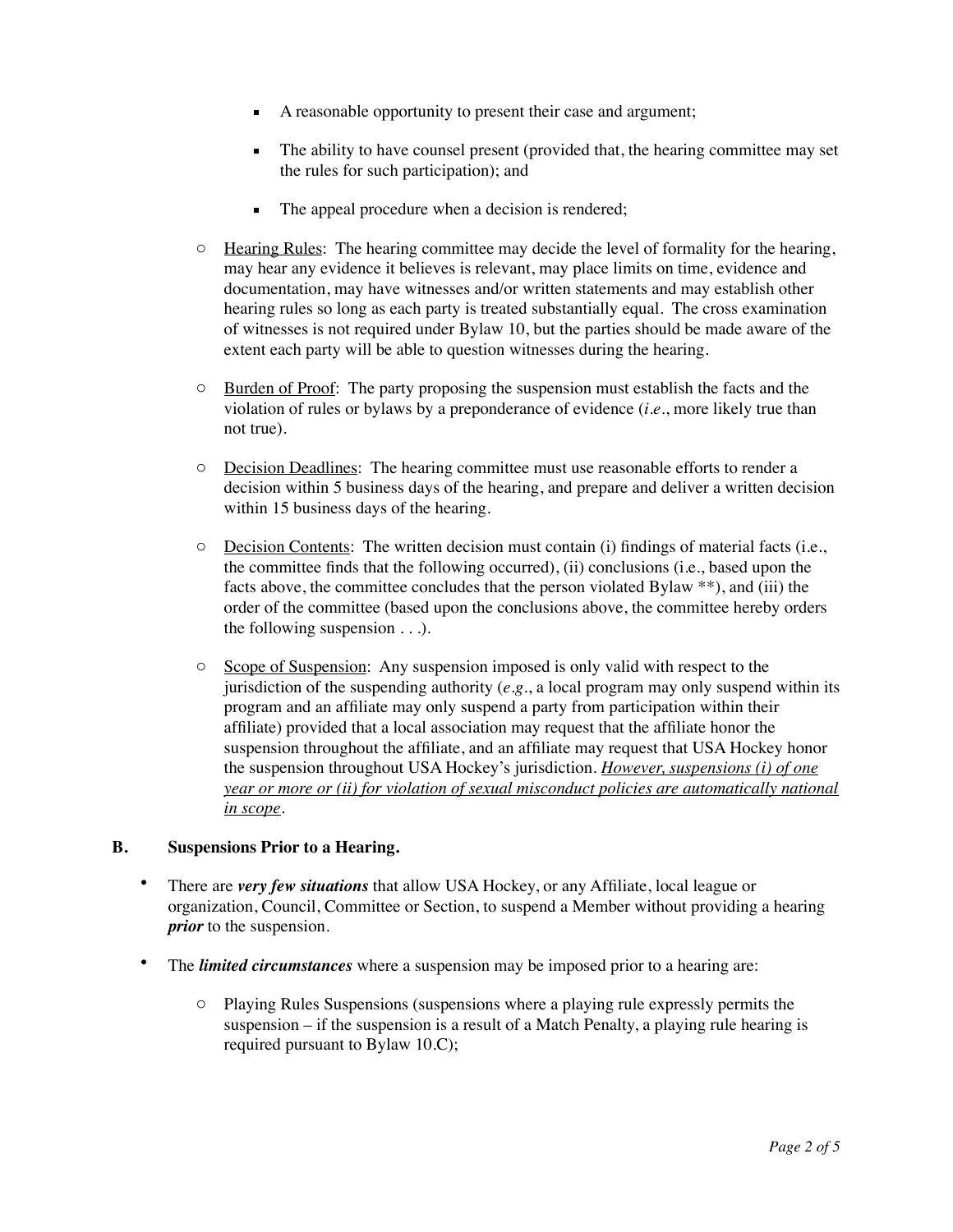- A reasonable opportunity to present their case and argument;
      - The ability to have counsel present (provided that, the hearing committee may set the rules for such participation); and
      - The appeal procedure when a decision is rendered;

  - Hearing Rules: The hearing committee may decide the level of formality for the hearing, may hear any evidence it believes is relevant, may place limits on time, evidence and documentation, may have witnesses and/or written statements and may establish other hearing rules so long as each party is treated substantially equal. The cross examination of witnesses is not required under Bylaw 10, but the parties should be made aware of the extent each party will be able to question witnesses during the hearing.

  - Burden of Proof: The party proposing the suspension must establish the facts and the violation of rules or bylaws by a preponderance of evidence (*i.e.*, more likely true than not true).

  - Decision Deadlines: The hearing committee must use reasonable efforts to render a decision within 5 business days of the hearing, and prepare and deliver a written decision within 15 business days of the hearing.

  - Decision Contents: The written decision must contain (i) findings of material facts (i.e., the committee finds that the following occurred), (ii) conclusions (i.e., based upon the facts above, the committee concludes that the person violated Bylaw **), and (iii) the order of the committee (based upon the conclusions above, the committee hereby orders the following suspension . . .).

  - Scope of Suspension: Any suspension imposed is only valid with respect to the jurisdiction of the suspending authority (*e.g.*, a local program may only suspend within its program and an affiliate may only suspend a party from participation within their affiliate) provided that a local association may request that the affiliate honor the suspension throughout the affiliate, and an affiliate may request that USA Hockey honor the suspension throughout USA Hockey's jurisdiction. *However, suspensions (i) of one year or more or (ii) for violation of sexual misconduct policies are automatically national in scope*.

## B. Suspensions Prior to a Hearing.

- There are ***very few situations*** that allow USA Hockey, or any Affiliate, local league or organization, Council, Committee or Section, to suspend a Member without providing a hearing ***prior*** to the suspension.

- The ***limited circumstances*** where a suspension may be imposed prior to a hearing are:

  - Playing Rules Suspensions (suspensions where a playing rule expressly permits the suspension – if the suspension is a result of a Match Penalty, a playing rule hearing is required pursuant to Bylaw 10.C);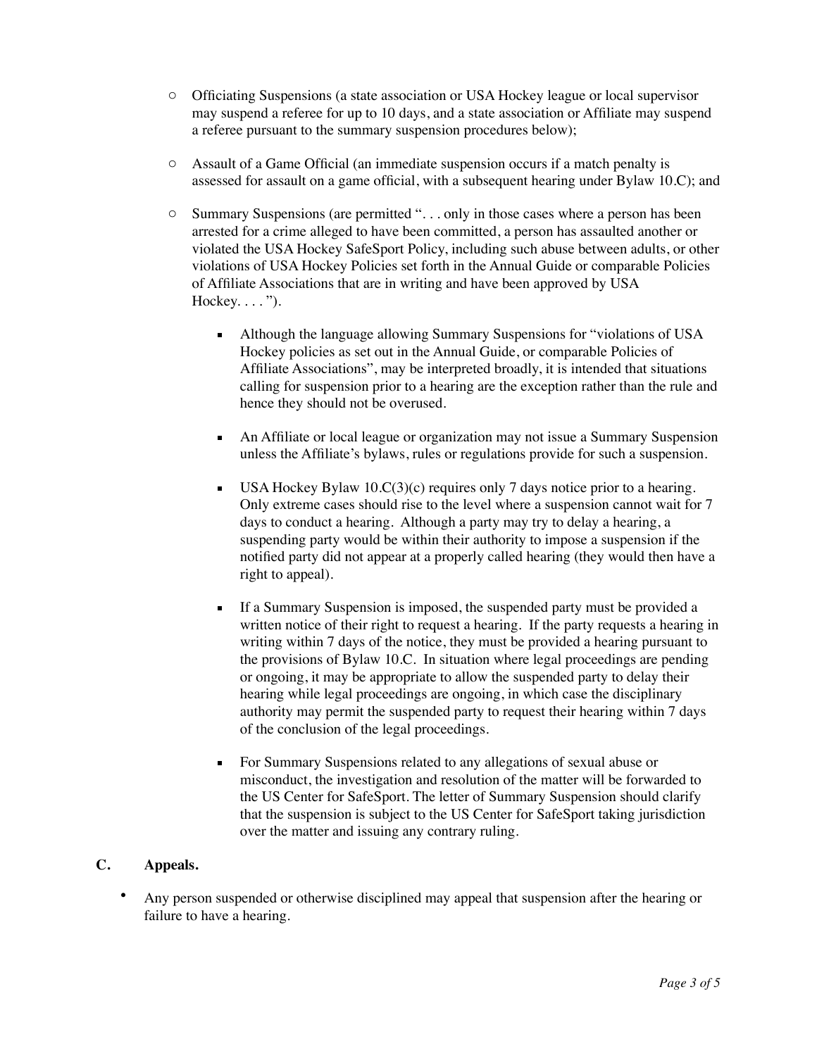- Officiating Suspensions (a state association or USA Hockey league or local supervisor may suspend a referee for up to 10 days, and a state association or Affiliate may suspend a referee pursuant to the summary suspension procedures below);

- Assault of a Game Official (an immediate suspension occurs if a match penalty is assessed for assault on a game official, with a subsequent hearing under Bylaw 10.C); and

- Summary Suspensions (are permitted ". . . only in those cases where a person has been arrested for a crime alleged to have been committed, a person has assaulted another or violated the USA Hockey SafeSport Policy, including such abuse between adults, or other violations of USA Hockey Policies set forth in the Annual Guide or comparable Policies of Affiliate Associations that are in writing and have been approved by USA Hockey. . . . ").

  - Although the language allowing Summary Suspensions for "violations of USA Hockey policies as set out in the Annual Guide, or comparable Policies of Affiliate Associations", may be interpreted broadly, it is intended that situations calling for suspension prior to a hearing are the exception rather than the rule and hence they should not be overused.

  - An Affiliate or local league or organization may not issue a Summary Suspension unless the Affiliate's bylaws, rules or regulations provide for such a suspension.

  - USA Hockey Bylaw 10.C(3)(c) requires only 7 days notice prior to a hearing. Only extreme cases should rise to the level where a suspension cannot wait for 7 days to conduct a hearing. Although a party may try to delay a hearing, a suspending party would be within their authority to impose a suspension if the notified party did not appear at a properly called hearing (they would then have a right to appeal).

  - If a Summary Suspension is imposed, the suspended party must be provided a written notice of their right to request a hearing. If the party requests a hearing in writing within 7 days of the notice, they must be provided a hearing pursuant to the provisions of Bylaw 10.C. In situation where legal proceedings are pending or ongoing, it may be appropriate to allow the suspended party to delay their hearing while legal proceedings are ongoing, in which case the disciplinary authority may permit the suspended party to request their hearing within 7 days of the conclusion of the legal proceedings.

  - For Summary Suspensions related to any allegations of sexual abuse or misconduct, the investigation and resolution of the matter will be forwarded to the US Center for SafeSport. The letter of Summary Suspension should clarify that the suspension is subject to the US Center for SafeSport taking jurisdiction over the matter and issuing any contrary ruling.

## C. Appeals.

- Any person suspended or otherwise disciplined may appeal that suspension after the hearing or failure to have a hearing.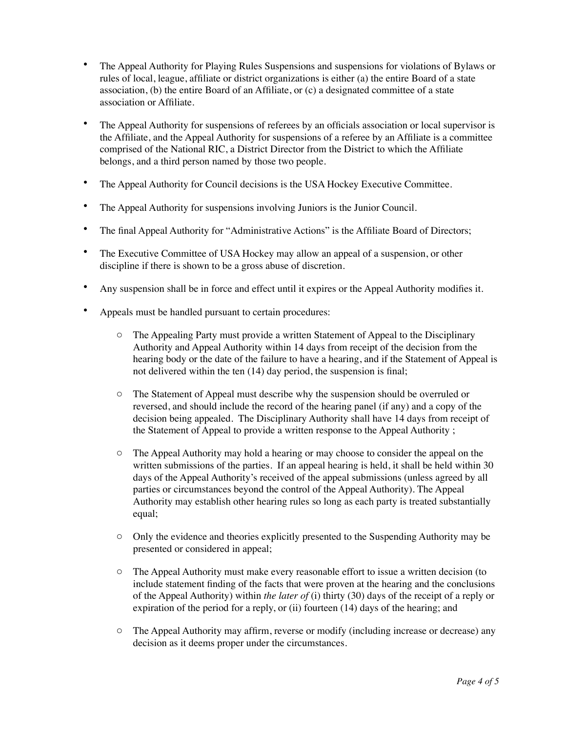- The Appeal Authority for Playing Rules Suspensions and suspensions for violations of Bylaws or rules of local, league, affiliate or district organizations is either (a) the entire Board of a state association, (b) the entire Board of an Affiliate, or (c) a designated committee of a state association or Affiliate.

- The Appeal Authority for suspensions of referees by an officials association or local supervisor is the Affiliate, and the Appeal Authority for suspensions of a referee by an Affiliate is a committee comprised of the National RIC, a District Director from the District to which the Affiliate belongs, and a third person named by those two people.

- The Appeal Authority for Council decisions is the USA Hockey Executive Committee.

- The Appeal Authority for suspensions involving Juniors is the Junior Council.

- The final Appeal Authority for "Administrative Actions" is the Affiliate Board of Directors;

- The Executive Committee of USA Hockey may allow an appeal of a suspension, or other discipline if there is shown to be a gross abuse of discretion.

- Any suspension shall be in force and effect until it expires or the Appeal Authority modifies it.

- Appeals must be handled pursuant to certain procedures:

  - The Appealing Party must provide a written Statement of Appeal to the Disciplinary Authority and Appeal Authority within 14 days from receipt of the decision from the hearing body or the date of the failure to have a hearing, and if the Statement of Appeal is not delivered within the ten (14) day period, the suspension is final;

  - The Statement of Appeal must describe why the suspension should be overruled or reversed, and should include the record of the hearing panel (if any) and a copy of the decision being appealed. The Disciplinary Authority shall have 14 days from receipt of the Statement of Appeal to provide a written response to the Appeal Authority ;

  - The Appeal Authority may hold a hearing or may choose to consider the appeal on the written submissions of the parties. If an appeal hearing is held, it shall be held within 30 days of the Appeal Authority's received of the appeal submissions (unless agreed by all parties or circumstances beyond the control of the Appeal Authority). The Appeal Authority may establish other hearing rules so long as each party is treated substantially equal;

  - Only the evidence and theories explicitly presented to the Suspending Authority may be presented or considered in appeal;

  - The Appeal Authority must make every reasonable effort to issue a written decision (to include statement finding of the facts that were proven at the hearing and the conclusions of the Appeal Authority) within *the later of* (i) thirty (30) days of the receipt of a reply or expiration of the period for a reply, or (ii) fourteen (14) days of the hearing; and

  - The Appeal Authority may affirm, reverse or modify (including increase or decrease) any decision as it deems proper under the circumstances.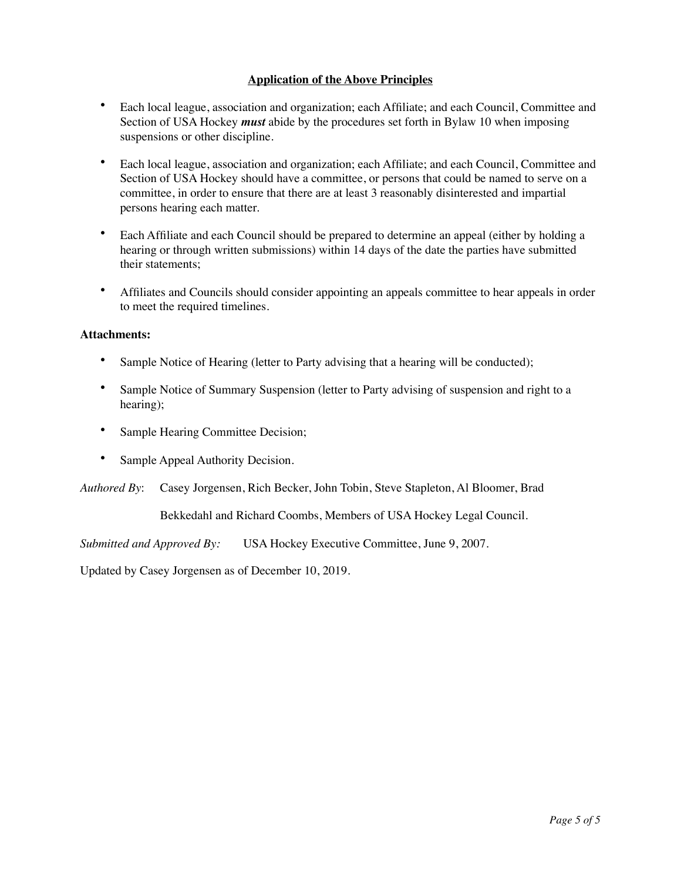## **Application of the Above Principles**

- Each local league, association and organization; each Affiliate; and each Council, Committee and Section of USA Hockey ***must*** abide by the procedures set forth in Bylaw 10 when imposing suspensions or other discipline.

- Each local league, association and organization; each Affiliate; and each Council, Committee and Section of USA Hockey should have a committee, or persons that could be named to serve on a committee, in order to ensure that there are at least 3 reasonably disinterested and impartial persons hearing each matter.

- Each Affiliate and each Council should be prepared to determine an appeal (either by holding a hearing or through written submissions) within 14 days of the date the parties have submitted their statements;

- Affiliates and Councils should consider appointing an appeals committee to hear appeals in order to meet the required timelines.

**Attachments:**

- Sample Notice of Hearing (letter to Party advising that a hearing will be conducted);

- Sample Notice of Summary Suspension (letter to Party advising of suspension and right to a hearing);

- Sample Hearing Committee Decision;

- Sample Appeal Authority Decision.

*Authored By*: Casey Jorgensen, Rich Becker, John Tobin, Steve Stapleton, Al Bloomer, Brad Bekkedahl and Richard Coombs, Members of USA Hockey Legal Council.

*Submitted and Approved By:* USA Hockey Executive Committee, June 9, 2007.

Updated by Casey Jorgensen as of December 10, 2019.